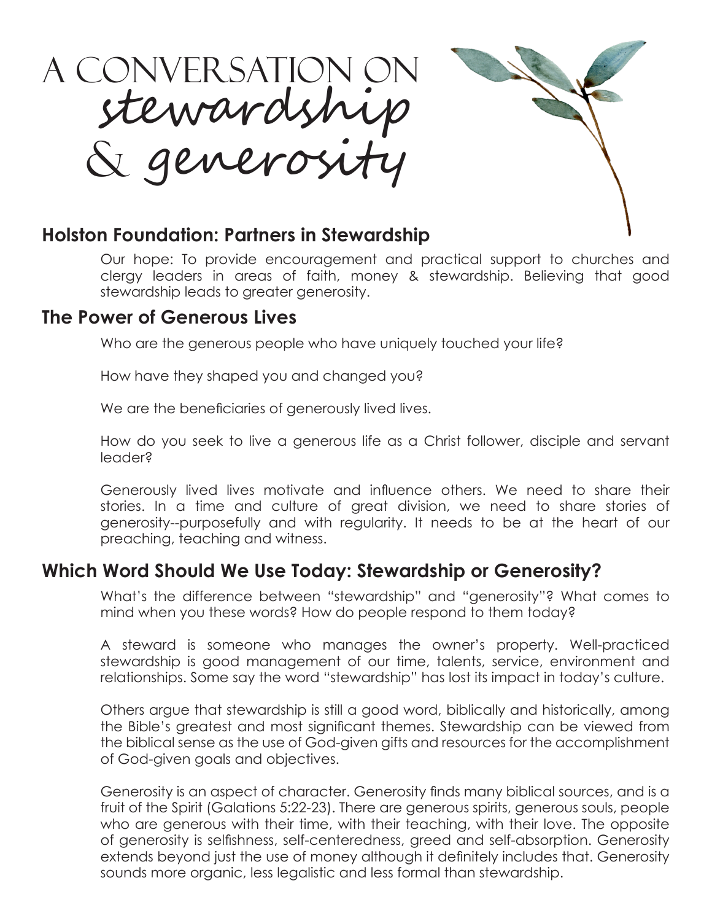# A Conversation on stewardship & generosity

## Holston Foundation: Partners in Stewardship

Our hope: To provide encouragement and practical support to churches and clergy leaders in areas of faith, money & stewardship. Believing that good stewardship leads to greater generosity.

## The Power of Generous Lives

Who are the generous people who have uniquely touched your life?

How have they shaped you and changed you?

We are the beneficiaries of generously lived lives.

How do you seek to live a generous life as a Christ follower, disciple and servant leader?

Generously lived lives motivate and influence others. We need to share their stories. In a time and culture of great division, we need to share stories of generosity--purposefully and with regularity. It needs to be at the heart of our preaching, teaching and witness.

## Which Word Should We Use Today: Stewardship or Generosity?

What's the difference between "stewardship" and "generosity"? What comes to mind when you these words? How do people respond to them today?

A steward is someone who manages the owner's property. Well-practiced stewardship is good management of our time, talents, service, environment and relationships. Some say the word "stewardship" has lost its impact in today's culture.

Others argue that stewardship is still a good word, biblically and historically, among the Bible's greatest and most significant themes. Stewardship can be viewed from the biblical sense as the use of God-given gifts and resources for the accomplishment of God-given goals and objectives.

Generosity is an aspect of character. Generosity finds many biblical sources, and is a fruit of the Spirit (Galations 5:22-23). There are generous spirits, generous souls, people who are generous with their time, with their teaching, with their love. The opposite of generosity is selfishness, self-centeredness, greed and self-absorption. Generosity extends beyond just the use of money although it definitely includes that. Generosity sounds more organic, less legalistic and less formal than stewardship.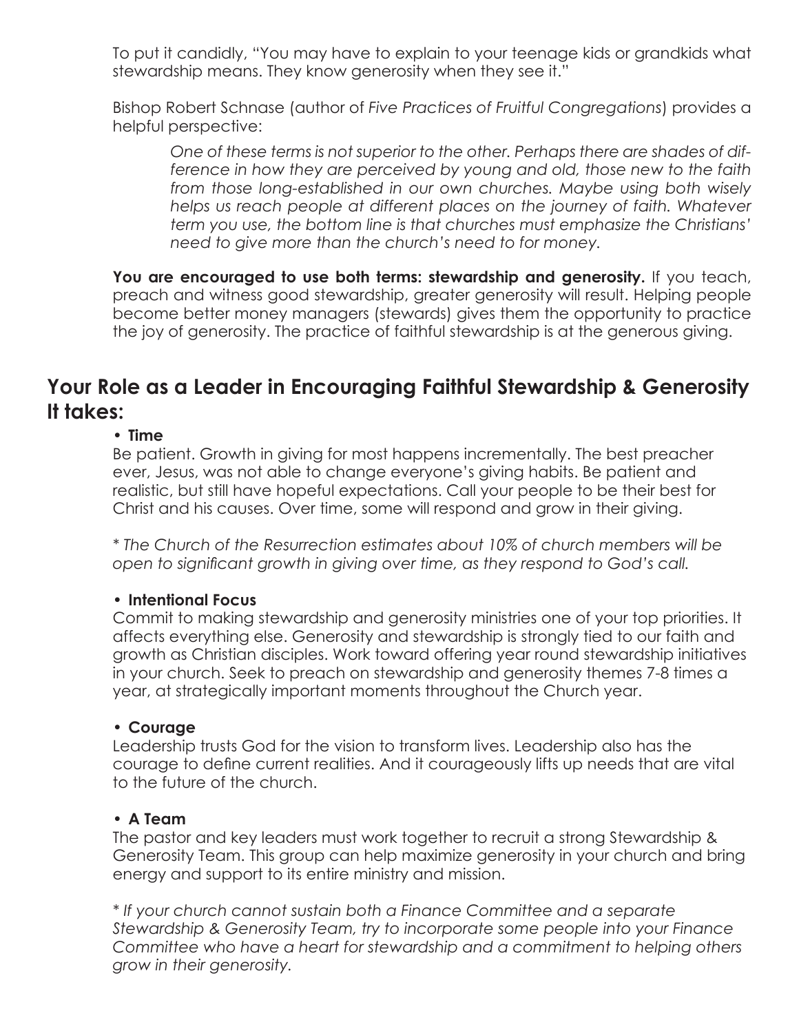To put it candidly, "You may have to explain to your teenage kids or grandkids what stewardship means. They know generosity when they see it."

Bishop Robert Schnase (author of *Five Practices of Fruitful Congregations*) provides a helpful perspective:

> *One of these terms is not superior to the other. Perhaps there are shades of difference in how they are perceived by young and old, those new to the faith from those long-established in our own churches. Maybe using both wisely helps us reach people at different places on the journey of faith. Whatever term you use, the bottom line is that churches must emphasize the Christians' need to give more than the church's need to for money.*

**You are encouraged to use both terms: stewardship and generosity.** If you teach, preach and witness good stewardship, greater generosity will result. Helping people become better money managers (stewards) gives them the opportunity to practice the joy of generosity. The practice of faithful stewardship is at the generous giving.

## Your Role as a Leader in Encouraging Faithful Stewardship & Generosity It takes:

- **Time**

Be patient. Growth in giving for most happens incrementally. The best preacher ever, Jesus, was not able to change everyone's giving habits. Be patient and realistic, but still have hopeful expectations. Call your people to be their best for Christ and his causes. Over time, some will respond and grow in their giving.

*\* The Church of the Resurrection estimates about 10% of church members will be open to significant growth in giving over time, as they respond to God's call.*

- **Intentional Focus**

Commit to making stewardship and generosity ministries one of your top priorities. It affects everything else. Generosity and stewardship is strongly tied to our faith and growth as Christian disciples. Work toward offering year round stewardship initiatives in your church. Seek to preach on stewardship and generosity themes 7-8 times a year, at strategically important moments throughout the Church year.

- **Courage**

Leadership trusts God for the vision to transform lives. Leadership also has the courage to define current realities. And it courageously lifts up needs that are vital to the future of the church.

- **A Team**

The pastor and key leaders must work together to recruit a strong Stewardship & Generosity Team. This group can help maximize generosity in your church and bring energy and support to its entire ministry and mission.

*\* If your church cannot sustain both a Finance Committee and a separate Stewardship & Generosity Team, try to incorporate some people into your Finance Committee who have a heart for stewardship and a commitment to helping others grow in their generosity.*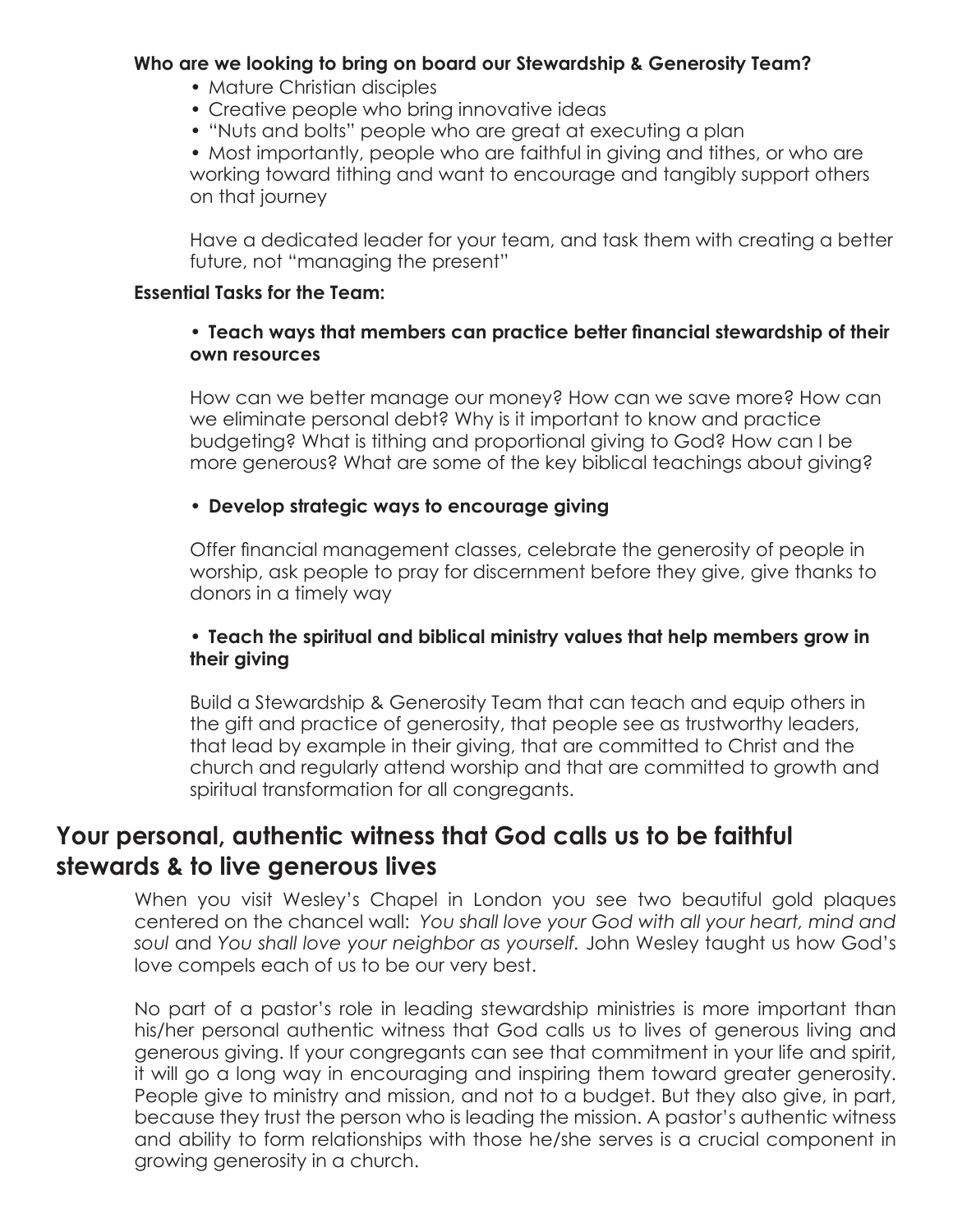**Who are we looking to bring on board our Stewardship & Generosity Team?**

- Mature Christian disciples
- Creative people who bring innovative ideas
- "Nuts and bolts" people who are great at executing a plan
- Most importantly, people who are faithful in giving and tithes, or who are working toward tithing and want to encourage and tangibly support others on that journey

Have a dedicated leader for your team, and task them with creating a better future, not "managing the present"

**Essential Tasks for the Team:**

- **Teach ways that members can practice better financial stewardship of their own resources**

How can we better manage our money? How can we save more? How can we eliminate personal debt? Why is it important to know and practice budgeting? What is tithing and proportional giving to God? How can I be more generous? What are some of the key biblical teachings about giving?

- **Develop strategic ways to encourage giving**

Offer financial management classes, celebrate the generosity of people in worship, ask people to pray for discernment before they give, give thanks to donors in a timely way

- **Teach the spiritual and biblical ministry values that help members grow in their giving**

Build a Stewardship & Generosity Team that can teach and equip others in the gift and practice of generosity, that people see as trustworthy leaders, that lead by example in their giving, that are committed to Christ and the church and regularly attend worship and that are committed to growth and spiritual transformation for all congregants.

## Your personal, authentic witness that God calls us to be faithful stewards & to live generous lives

When you visit Wesley's Chapel in London you see two beautiful gold plaques centered on the chancel wall: *You shall love your God with all your heart, mind and soul* and *You shall love your neighbor as yourself.* John Wesley taught us how God's love compels each of us to be our very best.

No part of a pastor's role in leading stewardship ministries is more important than his/her personal authentic witness that God calls us to lives of generous living and generous giving. If your congregants can see that commitment in your life and spirit, it will go a long way in encouraging and inspiring them toward greater generosity. People give to ministry and mission, and not to a budget. But they also give, in part, because they trust the person who is leading the mission. A pastor's authentic witness and ability to form relationships with those he/she serves is a crucial component in growing generosity in a church.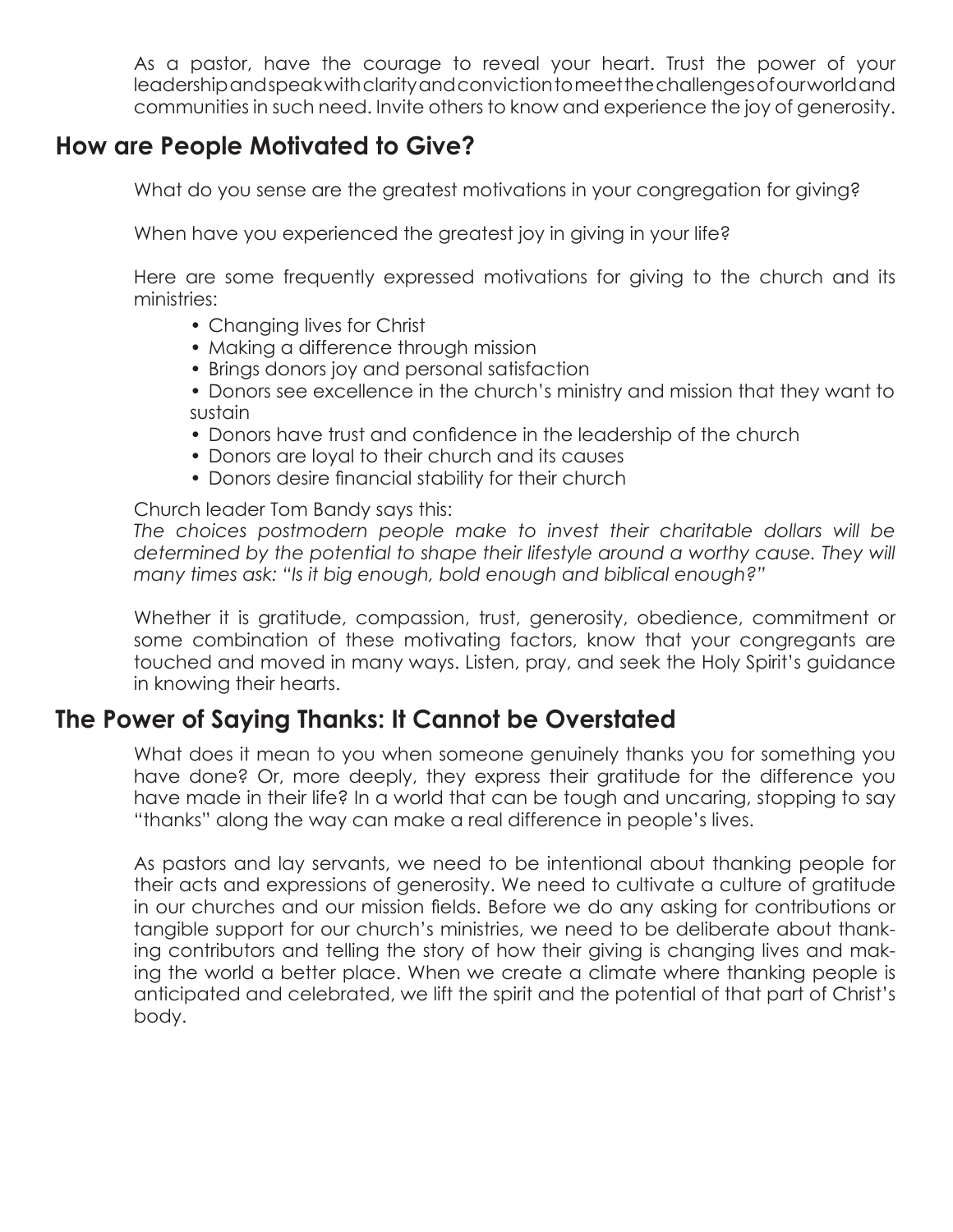As a pastor, have the courage to reveal your heart. Trust the power of your leadership and speak with clarity and conviction to meet the challenges of our world and communities in such need. Invite others to know and experience the joy of generosity.

## How are People Motivated to Give?

What do you sense are the greatest motivations in your congregation for giving?

When have you experienced the greatest joy in giving in your life?

Here are some frequently expressed motivations for giving to the church and its ministries:

- Changing lives for Christ
- Making a difference through mission
- Brings donors joy and personal satisfaction
- Donors see excellence in the church's ministry and mission that they want to sustain
- Donors have trust and confidence in the leadership of the church
- Donors are loyal to their church and its causes
- Donors desire financial stability for their church

Church leader Tom Bandy says this:
*The choices postmodern people make to invest their charitable dollars will be determined by the potential to shape their lifestyle around a worthy cause. They will many times ask: "Is it big enough, bold enough and biblical enough?"*

Whether it is gratitude, compassion, trust, generosity, obedience, commitment or some combination of these motivating factors, know that your congregants are touched and moved in many ways. Listen, pray, and seek the Holy Spirit's guidance in knowing their hearts.

## The Power of Saying Thanks: It Cannot be Overstated

What does it mean to you when someone genuinely thanks you for something you have done? Or, more deeply, they express their gratitude for the difference you have made in their life? In a world that can be tough and uncaring, stopping to say "thanks" along the way can make a real difference in people's lives.

As pastors and lay servants, we need to be intentional about thanking people for their acts and expressions of generosity. We need to cultivate a culture of gratitude in our churches and our mission fields. Before we do any asking for contributions or tangible support for our church's ministries, we need to be deliberate about thanking contributors and telling the story of how their giving is changing lives and making the world a better place. When we create a climate where thanking people is anticipated and celebrated, we lift the spirit and the potential of that part of Christ's body.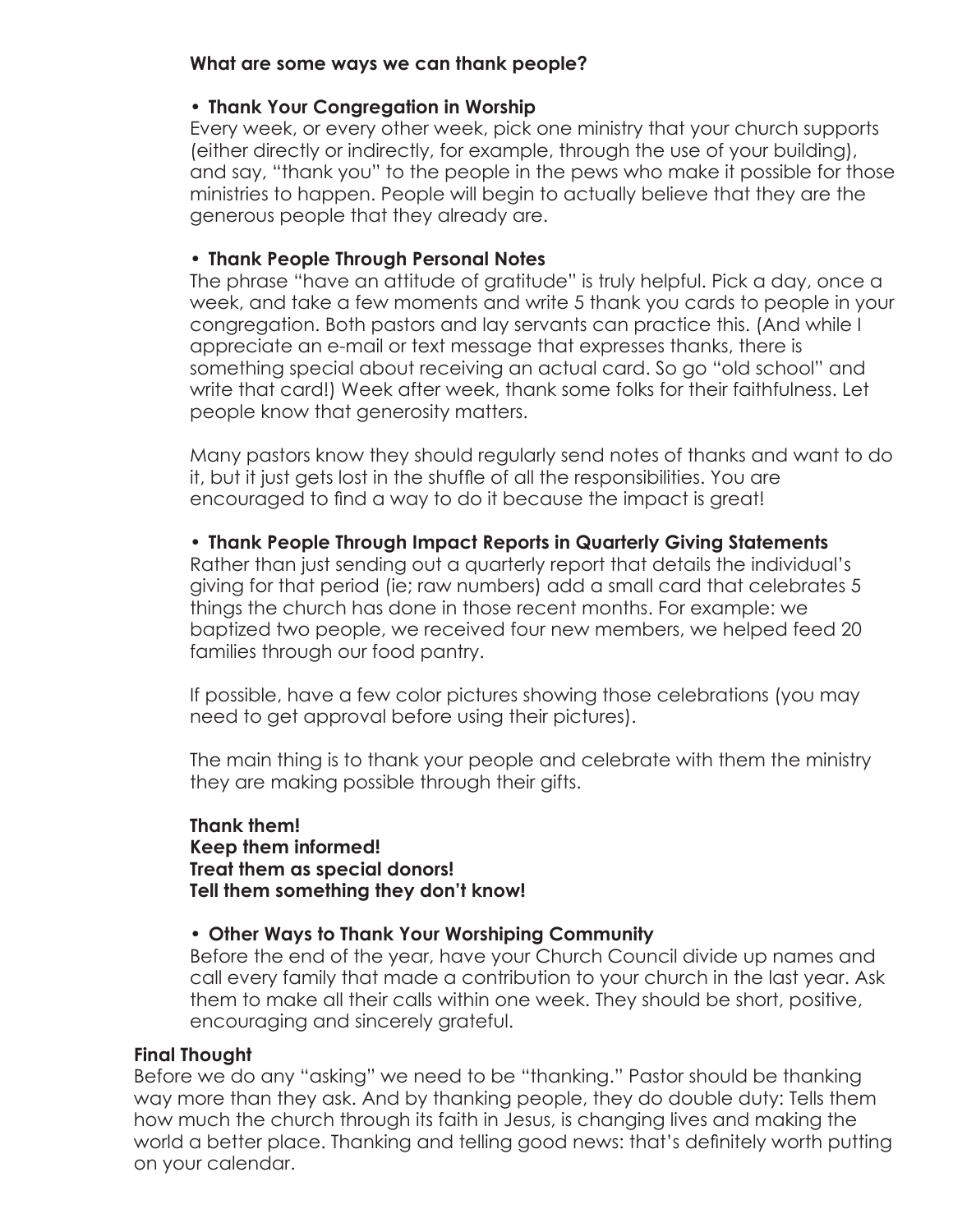**What are some ways we can thank people?**

- **Thank Your Congregation in Worship**
  Every week, or every other week, pick one ministry that your church supports (either directly or indirectly, for example, through the use of your building), and say, "thank you" to the people in the pews who make it possible for those ministries to happen. People will begin to actually believe that they are the generous people that they already are.

- **Thank People Through Personal Notes**
  The phrase "have an attitude of gratitude" is truly helpful. Pick a day, once a week, and take a few moments and write 5 thank you cards to people in your congregation. Both pastors and lay servants can practice this. (And while I appreciate an e-mail or text message that expresses thanks, there is something special about receiving an actual card. So go "old school" and write that card!) Week after week, thank some folks for their faithfulness. Let people know that generosity matters.

  Many pastors know they should regularly send notes of thanks and want to do it, but it just gets lost in the shuffle of all the responsibilities. You are encouraged to find a way to do it because the impact is great!

- **Thank People Through Impact Reports in Quarterly Giving Statements**
  Rather than just sending out a quarterly report that details the individual's giving for that period (ie; raw numbers) add a small card that celebrates 5 things the church has done in those recent months. For example: we baptized two people, we received four new members, we helped feed 20 families through our food pantry.

  If possible, have a few color pictures showing those celebrations (you may need to get approval before using their pictures).

  The main thing is to thank your people and celebrate with them the ministry they are making possible through their gifts.

  **Thank them!**
  **Keep them informed!**
  **Treat them as special donors!**
  **Tell them something they don't know!**

- **Other Ways to Thank Your Worshiping Community**
  Before the end of the year, have your Church Council divide up names and call every family that made a contribution to your church in the last year. Ask them to make all their calls within one week. They should be short, positive, encouraging and sincerely grateful.

**Final Thought**

Before we do any "asking" we need to be "thanking." Pastor should be thanking way more than they ask. And by thanking people, they do double duty: Tells them how much the church through its faith in Jesus, is changing lives and making the world a better place. Thanking and telling good news: that's definitely worth putting on your calendar.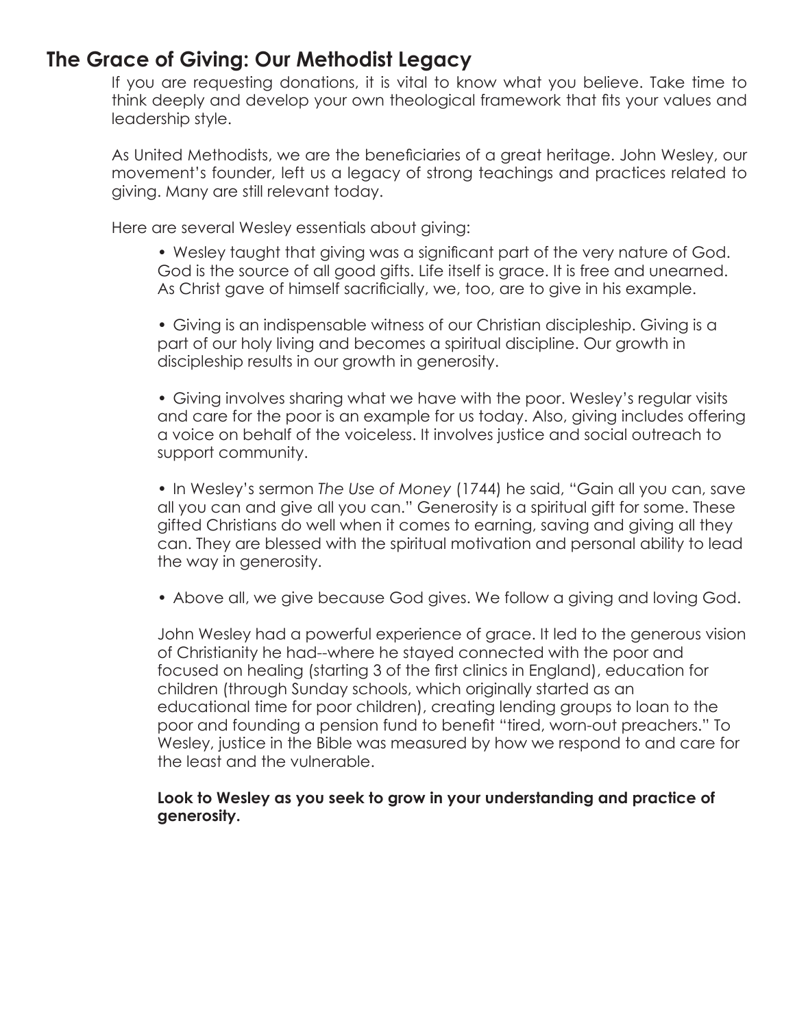## The Grace of Giving: Our Methodist Legacy

If you are requesting donations, it is vital to know what you believe. Take time to think deeply and develop your own theological framework that fits your values and leadership style.

As United Methodists, we are the beneficiaries of a great heritage. John Wesley, our movement's founder, left us a legacy of strong teachings and practices related to giving. Many are still relevant today.

Here are several Wesley essentials about giving:

- Wesley taught that giving was a significant part of the very nature of God. God is the source of all good gifts. Life itself is grace. It is free and unearned. As Christ gave of himself sacrificially, we, too, are to give in his example.

- Giving is an indispensable witness of our Christian discipleship. Giving is a part of our holy living and becomes a spiritual discipline. Our growth in discipleship results in our growth in generosity.

- Giving involves sharing what we have with the poor. Wesley's regular visits and care for the poor is an example for us today. Also, giving includes offering a voice on behalf of the voiceless. It involves justice and social outreach to support community.

- In Wesley's sermon *The Use of Money* (1744) he said, "Gain all you can, save all you can and give all you can." Generosity is a spiritual gift for some. These gifted Christians do well when it comes to earning, saving and giving all they can. They are blessed with the spiritual motivation and personal ability to lead the way in generosity.

- Above all, we give because God gives. We follow a giving and loving God.

John Wesley had a powerful experience of grace. It led to the generous vision of Christianity he had--where he stayed connected with the poor and focused on healing (starting 3 of the first clinics in England), education for children (through Sunday schools, which originally started as an educational time for poor children), creating lending groups to loan to the poor and founding a pension fund to benefit "tired, worn-out preachers." To Wesley, justice in the Bible was measured by how we respond to and care for the least and the vulnerable.

**Look to Wesley as you seek to grow in your understanding and practice of generosity.**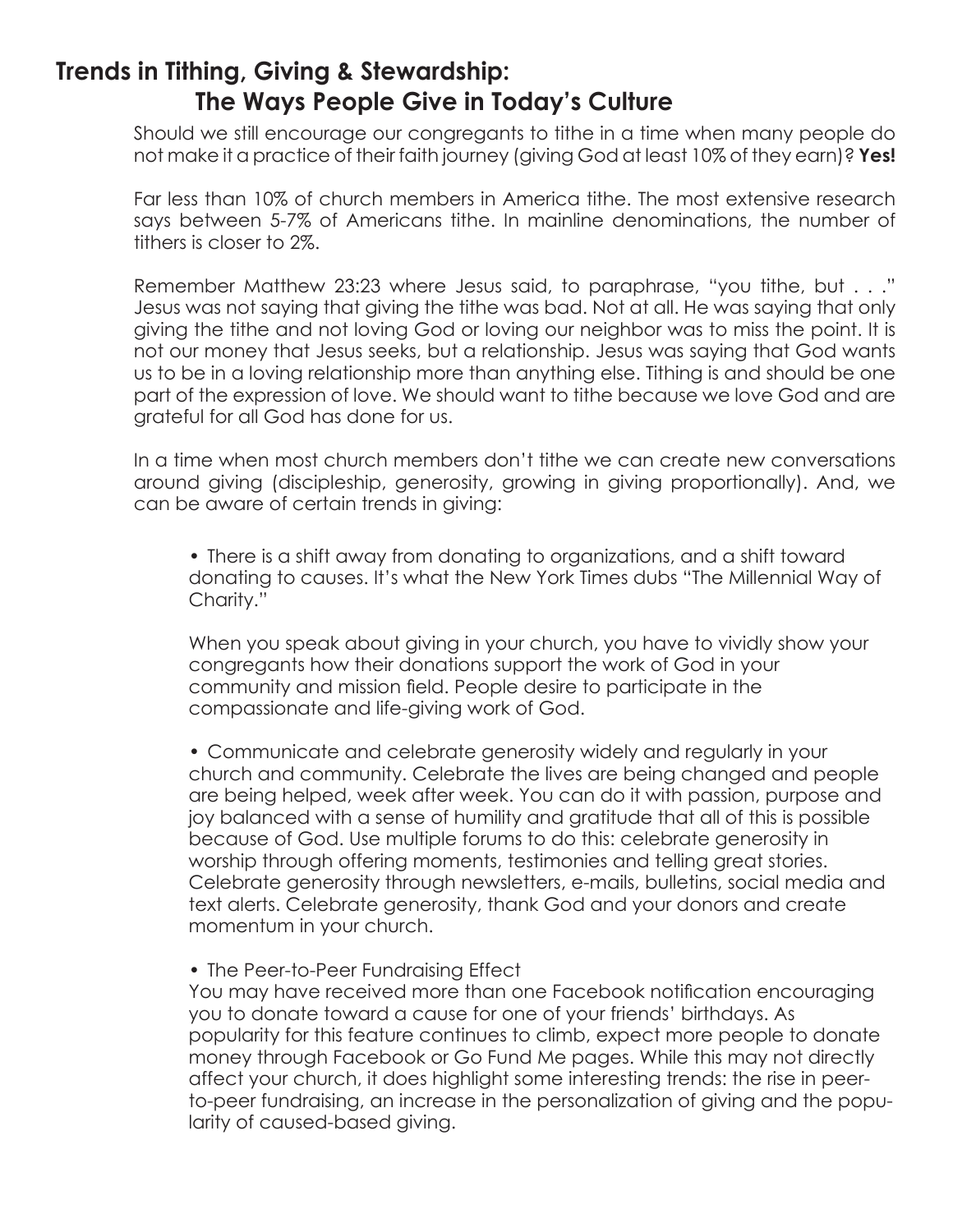## Trends in Tithing, Giving & Stewardship: The Ways People Give in Today's Culture

Should we still encourage our congregants to tithe in a time when many people do not make it a practice of their faith journey (giving God at least 10% of they earn)? **Yes!**

Far less than 10% of church members in America tithe. The most extensive research says between 5-7% of Americans tithe. In mainline denominations, the number of tithers is closer to 2%.

Remember Matthew 23:23 where Jesus said, to paraphrase, "you tithe, but . . ." Jesus was not saying that giving the tithe was bad. Not at all. He was saying that only giving the tithe and not loving God or loving our neighbor was to miss the point. It is not our money that Jesus seeks, but a relationship. Jesus was saying that God wants us to be in a loving relationship more than anything else. Tithing is and should be one part of the expression of love. We should want to tithe because we love God and are grateful for all God has done for us.

In a time when most church members don't tithe we can create new conversations around giving (discipleship, generosity, growing in giving proportionally). And, we can be aware of certain trends in giving:

- There is a shift away from donating to organizations, and a shift toward donating to causes. It's what the New York Times dubs "The Millennial Way of Charity."

  When you speak about giving in your church, you have to vividly show your congregants how their donations support the work of God in your community and mission field. People desire to participate in the compassionate and life-giving work of God.

- Communicate and celebrate generosity widely and regularly in your church and community. Celebrate the lives are being changed and people are being helped, week after week. You can do it with passion, purpose and joy balanced with a sense of humility and gratitude that all of this is possible because of God. Use multiple forums to do this: celebrate generosity in worship through offering moments, testimonies and telling great stories. Celebrate generosity through newsletters, e-mails, bulletins, social media and text alerts. Celebrate generosity, thank God and your donors and create momentum in your church.

- The Peer-to-Peer Fundraising Effect
  You may have received more than one Facebook notification encouraging you to donate toward a cause for one of your friends' birthdays. As popularity for this feature continues to climb, expect more people to donate money through Facebook or Go Fund Me pages. While this may not directly affect your church, it does highlight some interesting trends: the rise in peer-to-peer fundraising, an increase in the personalization of giving and the popularity of caused-based giving.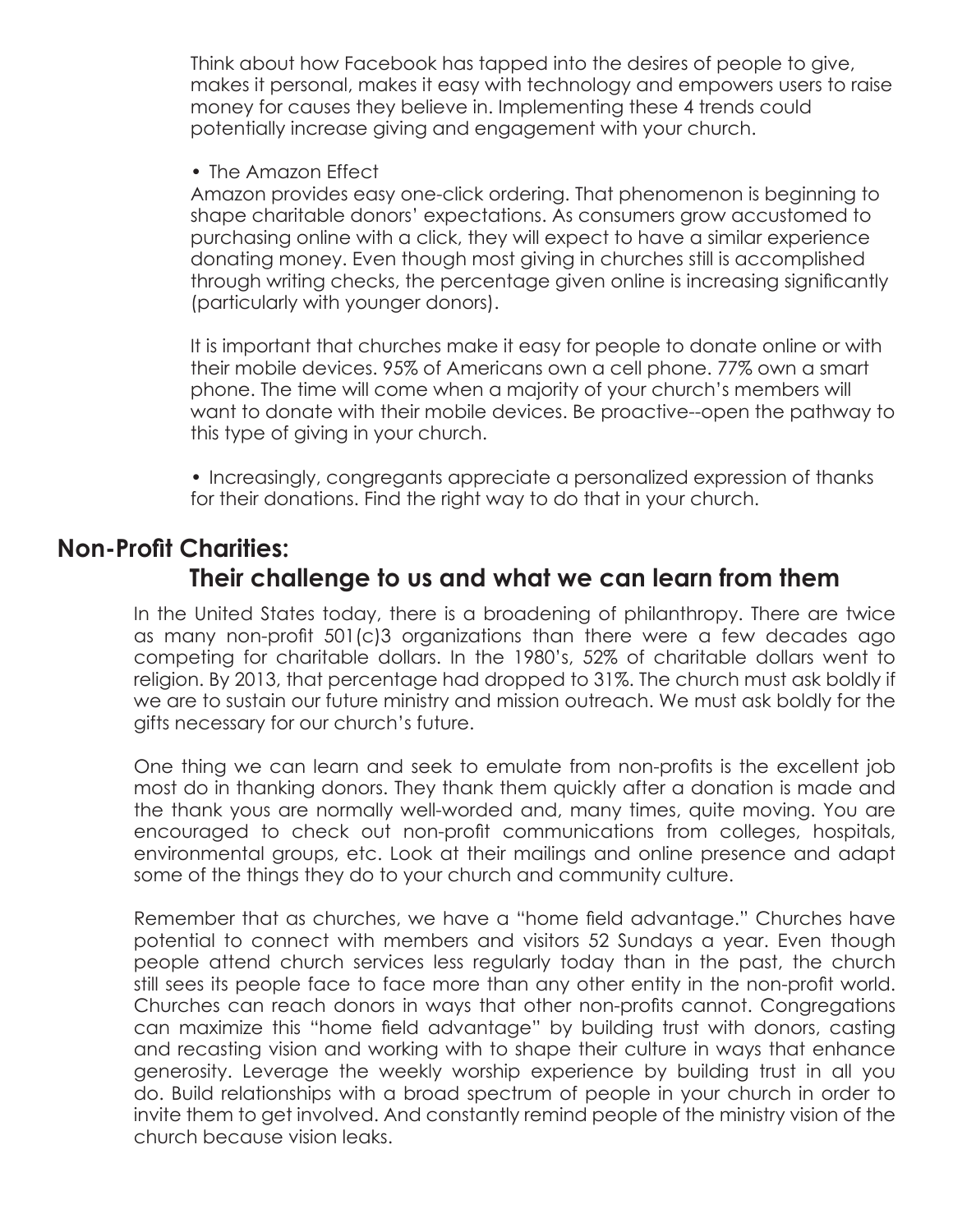Think about how Facebook has tapped into the desires of people to give, makes it personal, makes it easy with technology and empowers users to raise money for causes they believe in. Implementing these 4 trends could potentially increase giving and engagement with your church.

- The Amazon Effect

Amazon provides easy one-click ordering. That phenomenon is beginning to shape charitable donors' expectations. As consumers grow accustomed to purchasing online with a click, they will expect to have a similar experience donating money. Even though most giving in churches still is accomplished through writing checks, the percentage given online is increasing significantly (particularly with younger donors).

It is important that churches make it easy for people to donate online or with their mobile devices. 95% of Americans own a cell phone. 77% own a smart phone. The time will come when a majority of your church's members will want to donate with their mobile devices. Be proactive--open the pathway to this type of giving in your church.

- Increasingly, congregants appreciate a personalized expression of thanks for their donations. Find the right way to do that in your church.

## Non-Profit Charities:

## Their challenge to us and what we can learn from them

In the United States today, there is a broadening of philanthropy. There are twice as many non-profit 501(c)3 organizations than there were a few decades ago competing for charitable dollars. In the 1980's, 52% of charitable dollars went to religion. By 2013, that percentage had dropped to 31%. The church must ask boldly if we are to sustain our future ministry and mission outreach. We must ask boldly for the gifts necessary for our church's future.

One thing we can learn and seek to emulate from non-profits is the excellent job most do in thanking donors. They thank them quickly after a donation is made and the thank yous are normally well-worded and, many times, quite moving. You are encouraged to check out non-profit communications from colleges, hospitals, environmental groups, etc. Look at their mailings and online presence and adapt some of the things they do to your church and community culture.

Remember that as churches, we have a "home field advantage." Churches have potential to connect with members and visitors 52 Sundays a year. Even though people attend church services less regularly today than in the past, the church still sees its people face to face more than any other entity in the non-profit world. Churches can reach donors in ways that other non-profits cannot. Congregations can maximize this "home field advantage" by building trust with donors, casting and recasting vision and working with to shape their culture in ways that enhance generosity. Leverage the weekly worship experience by building trust in all you do. Build relationships with a broad spectrum of people in your church in order to invite them to get involved. And constantly remind people of the ministry vision of the church because vision leaks.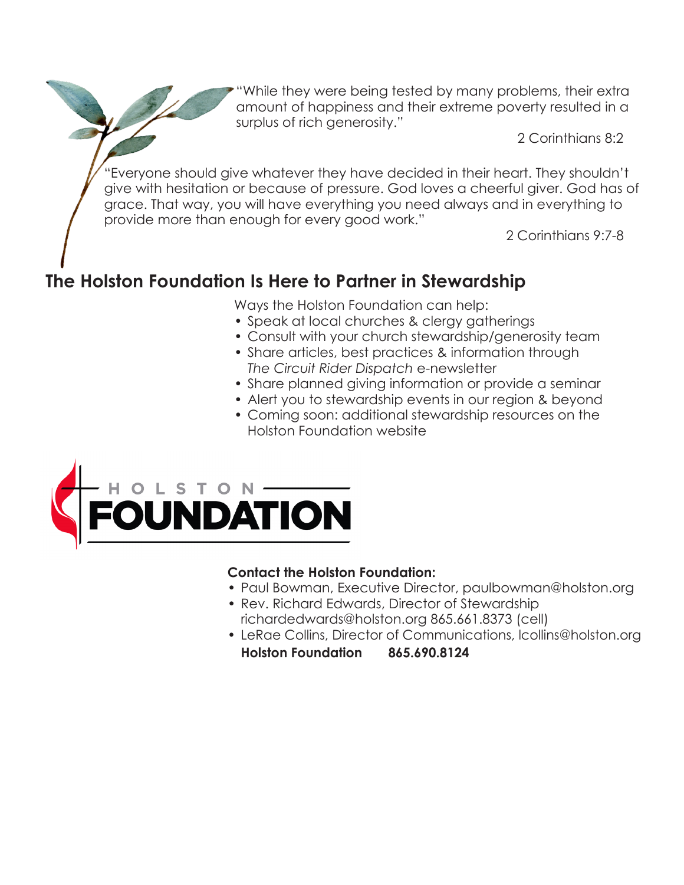"While they were being tested by many problems, their extra amount of happiness and their extreme poverty resulted in a surplus of rich generosity."

2 Corinthians 8:2

"Everyone should give whatever they have decided in their heart. They shouldn't give with hesitation or because of pressure. God loves a cheerful giver. God has of grace. That way, you will have everything you need always and in everything to provide more than enough for every good work."

2 Corinthians 9:7-8

## The Holston Foundation Is Here to Partner in Stewardship

Ways the Holston Foundation can help:

- Speak at local churches & clergy gatherings
- Consult with your church stewardship/generosity team
- Share articles, best practices & information through *The Circuit Rider Dispatch* e-newsletter
- Share planned giving information or provide a seminar
- Alert you to stewardship events in our region & beyond
- Coming soon: additional stewardship resources on the Holston Foundation website

HOLSTON FOUNDATION

**Contact the Holston Foundation:**

- Paul Bowman, Executive Director, paulbowman@holston.org
- Rev. Richard Edwards, Director of Stewardship richardedwards@holston.org 865.661.8373 (cell)
- LeRae Collins, Director of Communications, lcollins@holston.org

**Holston Foundation 865.690.8124**